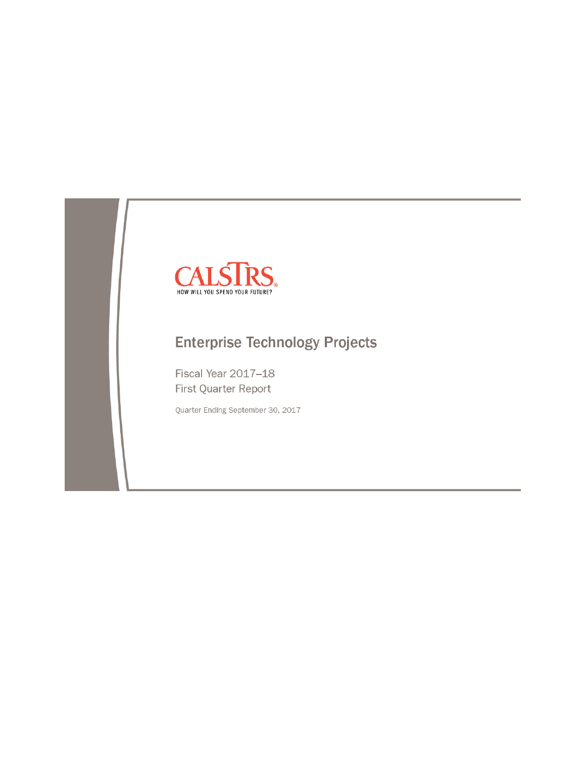CALSTRS

HOW WILL YOU SPEND YOUR FUTURE?

# Enterprise Technology Projects

Fiscal Year 2017–18

First Quarter Report

Quarter Ending September 30, 2017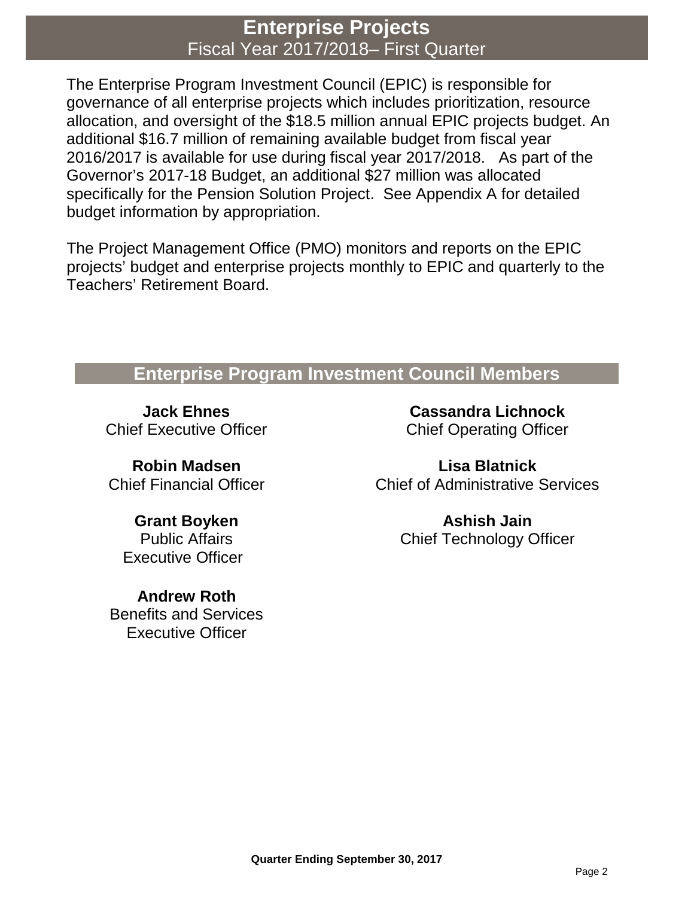# Enterprise Projects
Fiscal Year 2017/2018– First Quarter

The Enterprise Program Investment Council (EPIC) is responsible for governance of all enterprise projects which includes prioritization, resource allocation, and oversight of the $18.5 million annual EPIC projects budget. An additional $16.7 million of remaining available budget from fiscal year 2016/2017 is available for use during fiscal year 2017/2018. As part of the Governor's 2017-18 Budget, an additional $27 million was allocated specifically for the Pension Solution Project. See Appendix A for detailed budget information by appropriation.

The Project Management Office (PMO) monitors and reports on the EPIC projects' budget and enterprise projects monthly to EPIC and quarterly to the Teachers' Retirement Board.

## Enterprise Program Investment Council Members

**Jack Ehnes**
Chief Executive Officer

**Cassandra Lichnock**
Chief Operating Officer

**Robin Madsen**
Chief Financial Officer

**Lisa Blatnick**
Chief of Administrative Services

**Grant Boyken**
Public Affairs Executive Officer

**Ashish Jain**
Chief Technology Officer

**Andrew Roth**
Benefits and Services Executive Officer

**Quarter Ending September 30, 2017**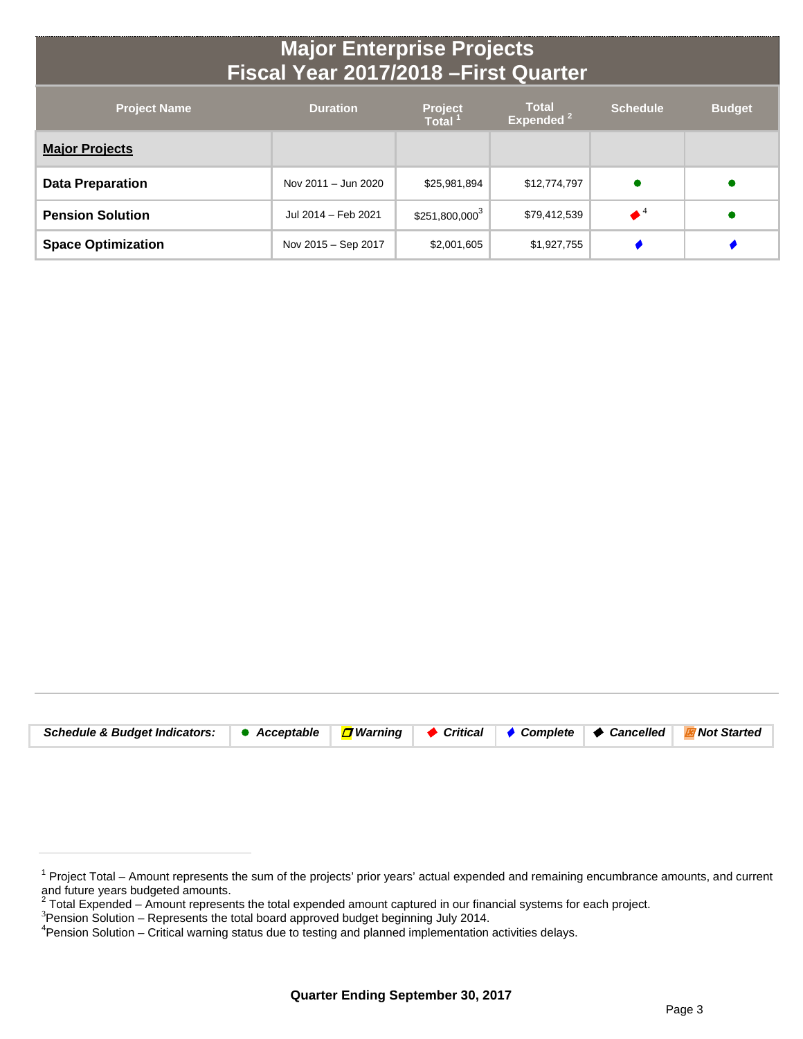# Major Enterprise Projects
## Fiscal Year 2017/2018 –First Quarter

| Project Name | Duration | Project Total [1] | Total Expended [2] | Schedule | Budget |
|---|---|---|---|---|---|
| **Major Projects** | | | | | |
| **Data Preparation** | Nov 2011 – Jun 2020 | $25,981,894 | $12,774,797 | ● | ● |
| **Pension Solution** | Jul 2014 – Feb 2021 | $251,800,000[3] | $79,412,539 | ◆ [4] | ● |
| **Space Optimization** | Nov 2015 – Sep 2017 | $2,001,605 | $1,927,755 | ◆ | ◆ |

| ***Schedule & Budget Indicators:*** | ● ***Acceptable*** | ***Warning*** | ◆ ***Critical*** | ◆ ***Complete*** | ◆ ***Cancelled*** | ***Not Started*** |
|---|---|---|---|---|---|---|

[1] Project Total – Amount represents the sum of the projects' prior years' actual expended and remaining encumbrance amounts, and current and future years budgeted amounts.
[2] Total Expended – Amount represents the total expended amount captured in our financial systems for each project.
[3] Pension Solution – Represents the total board approved budget beginning July 2014.
[4] Pension Solution – Critical warning status due to testing and planned implementation activities delays.

**Quarter Ending September 30, 2017**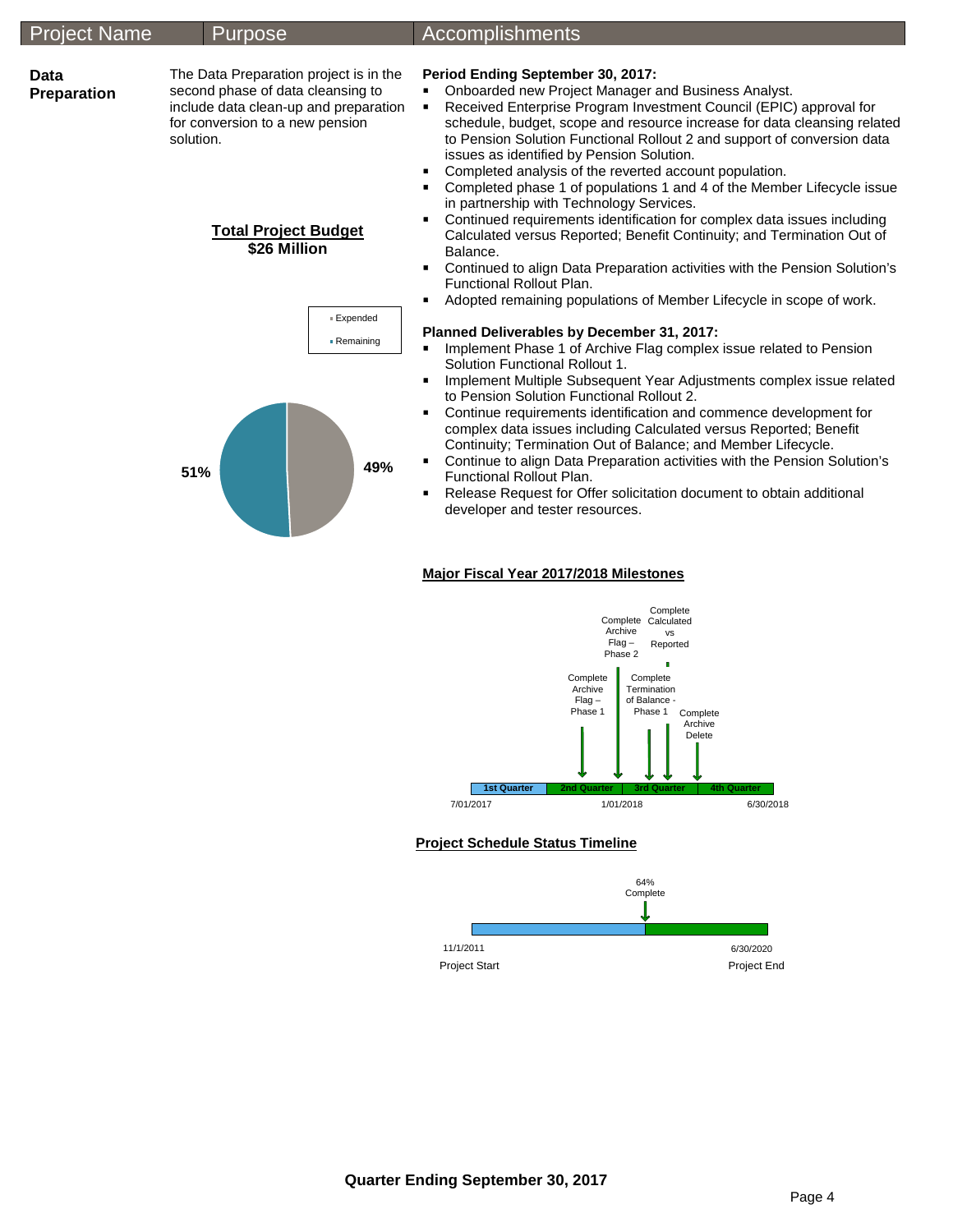| Project Name | Purpose | Accomplishments |
|---|---|---|

**Data Preparation**

The Data Preparation project is in the second phase of data cleansing to include data clean-up and preparation for conversion to a new pension solution.

**Total Project Budget**
**$26 Million**

- Expended: 49%
- Remaining: 51%

**Period Ending September 30, 2017:**

- Onboarded new Project Manager and Business Analyst.
- Received Enterprise Program Investment Council (EPIC) approval for schedule, budget, scope and resource increase for data cleansing related to Pension Solution Functional Rollout 2 and support of conversion data issues as identified by Pension Solution.
- Completed analysis of the reverted account population.
- Completed phase 1 of populations 1 and 4 of the Member Lifecycle issue in partnership with Technology Services.
- Continued requirements identification for complex data issues including Calculated versus Reported; Benefit Continuity; and Termination Out of Balance.
- Continued to align Data Preparation activities with the Pension Solution's Functional Rollout Plan.
- Adopted remaining populations of Member Lifecycle in scope of work.

**Planned Deliverables by December 31, 2017:**

- Implement Phase 1 of Archive Flag complex issue related to Pension Solution Functional Rollout 1.
- Implement Multiple Subsequent Year Adjustments complex issue related to Pension Solution Functional Rollout 2.
- Continue requirements identification and commence development for complex data issues including Calculated versus Reported; Benefit Continuity; Termination Out of Balance; and Member Lifecycle.
- Continue to align Data Preparation activities with the Pension Solution's Functional Rollout Plan.
- Release Request for Offer solicitation document to obtain additional developer and tester resources.

**Major Fiscal Year 2017/2018 Milestones**

7/01/2017 – 1/01/2018 – 6/30/2018

1st Quarter | 2nd Quarter | 3rd Quarter | 4th Quarter

- Complete Archive Flag – Phase 1
- Complete Archive Flag – Phase 2
- Complete Termination of Balance - Phase 1
- Complete Calculated vs Reported
- Complete Archive Delete

**Project Schedule Status Timeline**

64% Complete

11/1/2011 Project Start — 6/30/2020 Project End

**Quarter Ending September 30, 2017**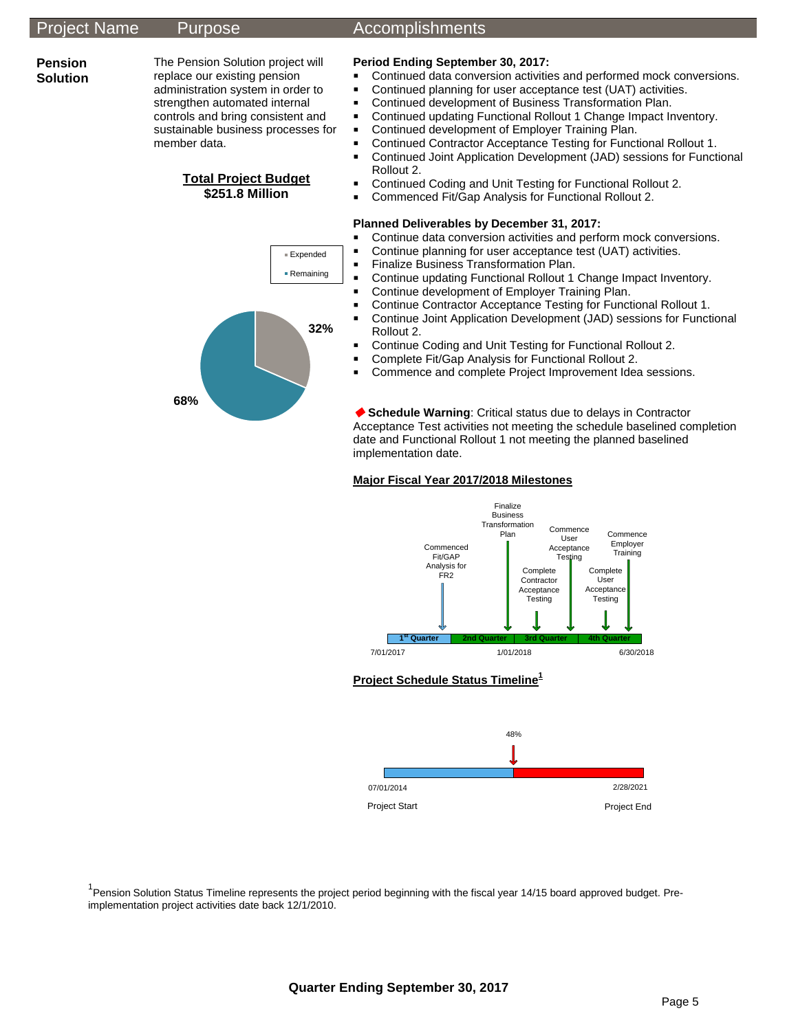| Project Name | Purpose | Accomplishments |
|---|---|---|

**Pension Solution**

The Pension Solution project will replace our existing pension administration system in order to strengthen automated internal controls and bring consistent and sustainable business processes for member data.

**Total Project Budget**
**$251.8 Million**

- Expended: 32%
- Remaining: 68%

**Period Ending September 30, 2017:**

- Continued data conversion activities and performed mock conversions.
- Continued planning for user acceptance test (UAT) activities.
- Continued development of Business Transformation Plan.
- Continued updating Functional Rollout 1 Change Impact Inventory.
- Continued development of Employer Training Plan.
- Continued Contractor Acceptance Testing for Functional Rollout 1.
- Continued Joint Application Development (JAD) sessions for Functional Rollout 2.
- Continued Coding and Unit Testing for Functional Rollout 2.
- Commenced Fit/Gap Analysis for Functional Rollout 2.

**Planned Deliverables by December 31, 2017:**

- Continue data conversion activities and perform mock conversions.
- Continue planning for user acceptance test (UAT) activities.
- Finalize Business Transformation Plan.
- Continue updating Functional Rollout 1 Change Impact Inventory.
- Continue development of Employer Training Plan.
- Continue Contractor Acceptance Testing for Functional Rollout 1.
- Continue Joint Application Development (JAD) sessions for Functional Rollout 2.
- Continue Coding and Unit Testing for Functional Rollout 2.
- Complete Fit/Gap Analysis for Functional Rollout 2.
- Commence and complete Project Improvement Idea sessions.

◆ **Schedule Warning**: Critical status due to delays in Contractor Acceptance Test activities not meeting the schedule baselined completion date and Functional Rollout 1 not meeting the planned baselined implementation date.

**Major Fiscal Year 2017/2018 Milestones**

Timeline 7/01/2017 – 1/01/2018 – 6/30/2018 (1st Quarter, 2nd Quarter, 3rd Quarter, 4th Quarter):

- 1st Quarter: Commenced Fit/GAP Analysis for FR2
- 2nd Quarter: Finalize Business Transformation Plan
- 3rd Quarter: Complete Contractor Acceptance Testing; Commence User Acceptance Testing
- 4th Quarter: Complete User Acceptance Testing; Commence Employer Training

**Project Schedule Status Timeline[1]**

Project Start 07/01/2014 — 48% — Project End 2/28/2021

[1]Pension Solution Status Timeline represents the project period beginning with the fiscal year 14/15 board approved budget. Pre-implementation project activities date back 12/1/2010.

**Quarter Ending September 30, 2017**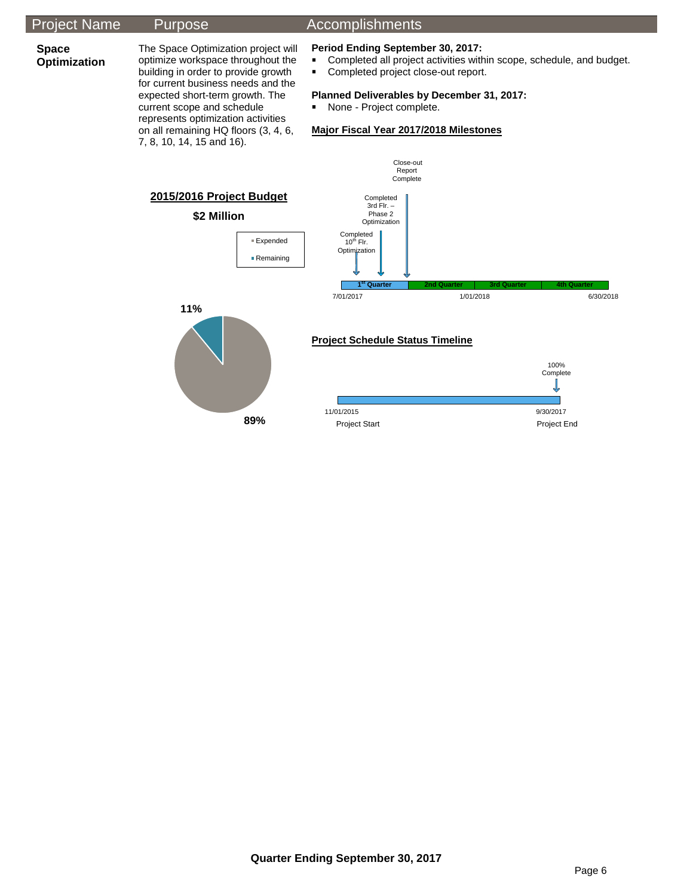| Project Name | Purpose | Accomplishments |
| --- | --- | --- |
| **Space Optimization** | The Space Optimization project will optimize workspace throughout the building in order to provide growth for current business needs and the expected short-term growth. The current scope and schedule represents optimization activities on all remaining HQ floors (3, 4, 6, 7, 8, 10, 14, 15 and 16). | **Period Ending September 30, 2017:** Completed all project activities within scope, schedule, and budget. Completed project close-out report. **Planned Deliverables by December 31, 2017:** None - Project complete. |

**Period Ending September 30, 2017:**

- Completed all project activities within scope, schedule, and budget.
- Completed project close-out report.

**Planned Deliverables by December 31, 2017:**

- None - Project complete.

**Major Fiscal Year 2017/2018 Milestones**

Completed 10th Flr. Optimization

Completed 3rd Flr. – Phase 2 Optimization

Close-out Report Complete

1st Quarter | 2nd Quarter | 3rd Quarter | 4th Quarter

7/01/2017 | 1/01/2018 | 6/30/2018

**2015/2016 Project Budget**

**$2 Million**

- Expended: 89%
- Remaining: 11%

**Project Schedule Status Timeline**

100% Complete

11/01/2015 Project Start

9/30/2017 Project End

**Quarter Ending September 30, 2017**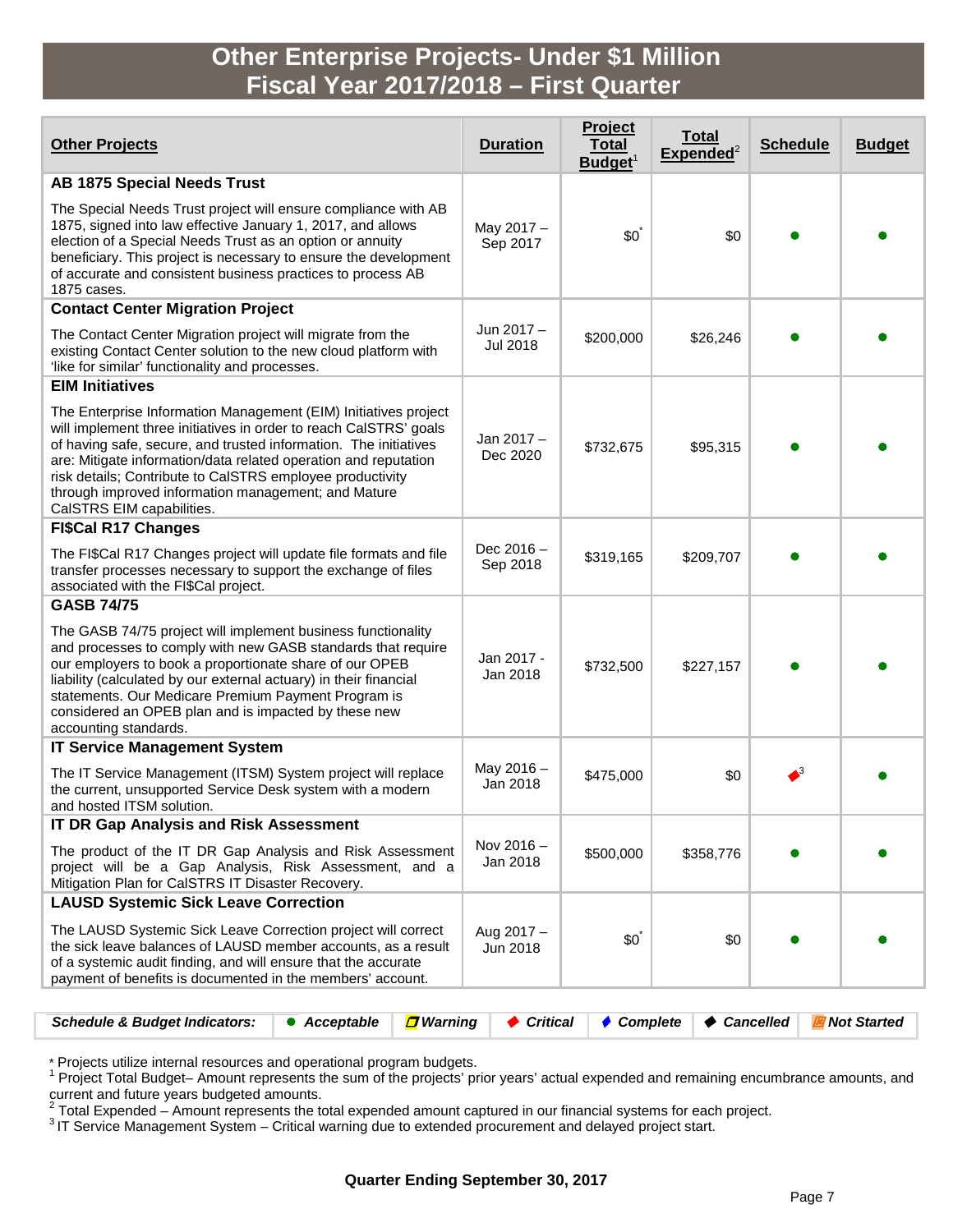# Other Enterprise Projects- Under $1 Million
# Fiscal Year 2017/2018 – First Quarter

| Other Projects | Duration | Project Total Budget[1] | Total Expended[2] | Schedule | Budget |
|---|---|---|---|---|---|
| **AB 1875 Special Needs Trust**<br>The Special Needs Trust project will ensure compliance with AB 1875, signed into law effective January 1, 2017, and allows election of a Special Needs Trust as an option or annuity beneficiary. This project is necessary to ensure the development of accurate and consistent business practices to process AB 1875 cases. | May 2017 – Sep 2017 | $0* | $0 | ● | ● |
| **Contact Center Migration Project**<br>The Contact Center Migration project will migrate from the existing Contact Center solution to the new cloud platform with 'like for similar' functionality and processes. | Jun 2017 – Jul 2018 | $200,000 | $26,246 | ● | ● |
| **EIM Initiatives**<br>The Enterprise Information Management (EIM) Initiatives project will implement three initiatives in order to reach CalSTRS' goals of having safe, secure, and trusted information. The initiatives are: Mitigate information/data related operation and reputation risk details; Contribute to CalSTRS employee productivity through improved information management; and Mature CalSTRS EIM capabilities. | Jan 2017 – Dec 2020 | $732,675 | $95,315 | ● | ● |
| **FI$Cal R17 Changes**<br>The FI$Cal R17 Changes project will update file formats and file transfer processes necessary to support the exchange of files associated with the FI$Cal project. | Dec 2016 – Sep 2018 | $319,165 | $209,707 | ● | ● |
| **GASB 74/75**<br>The GASB 74/75 project will implement business functionality and processes to comply with new GASB standards that require our employers to book a proportionate share of our OPEB liability (calculated by our external actuary) in their financial statements. Our Medicare Premium Payment Program is considered an OPEB plan and is impacted by these new accounting standards. | Jan 2017 - Jan 2018 | $732,500 | $227,157 | ● | ● |
| **IT Service Management System**<br>The IT Service Management (ITSM) System project will replace the current, unsupported Service Desk system with a modern and hosted ITSM solution. | May 2016 – Jan 2018 | $475,000 | $0 | ◆ (Critical)[3] | ● |
| **IT DR Gap Analysis and Risk Assessment**<br>The product of the IT DR Gap Analysis and Risk Assessment project will be a Gap Analysis, Risk Assessment, and a Mitigation Plan for CalSTRS IT Disaster Recovery. | Nov 2016 – Jan 2018 | $500,000 | $358,776 | ● | ● |
| **LAUSD Systemic Sick Leave Correction**<br>The LAUSD Systemic Sick Leave Correction project will correct the sick leave balances of LAUSD member accounts, as a result of a systemic audit finding, and will ensure that the accurate payment of benefits is documented in the members' account. | Aug 2017 – Jun 2018 | $0* | $0 | ● | ● |

| *Schedule & Budget Indicators:* | ● *Acceptable* | *Warning* | ◆ *Critical* | ◆ *Complete* | ◆ *Cancelled* | *Not Started* |
|---|---|---|---|---|---|---|

* Projects utilize internal resources and operational program budgets.
[1] Project Total Budget– Amount represents the sum of the projects' prior years' actual expended and remaining encumbrance amounts, and current and future years budgeted amounts.
[2] Total Expended – Amount represents the total expended amount captured in our financial systems for each project.
[3] IT Service Management System – Critical warning due to extended procurement and delayed project start.

**Quarter Ending September 30, 2017**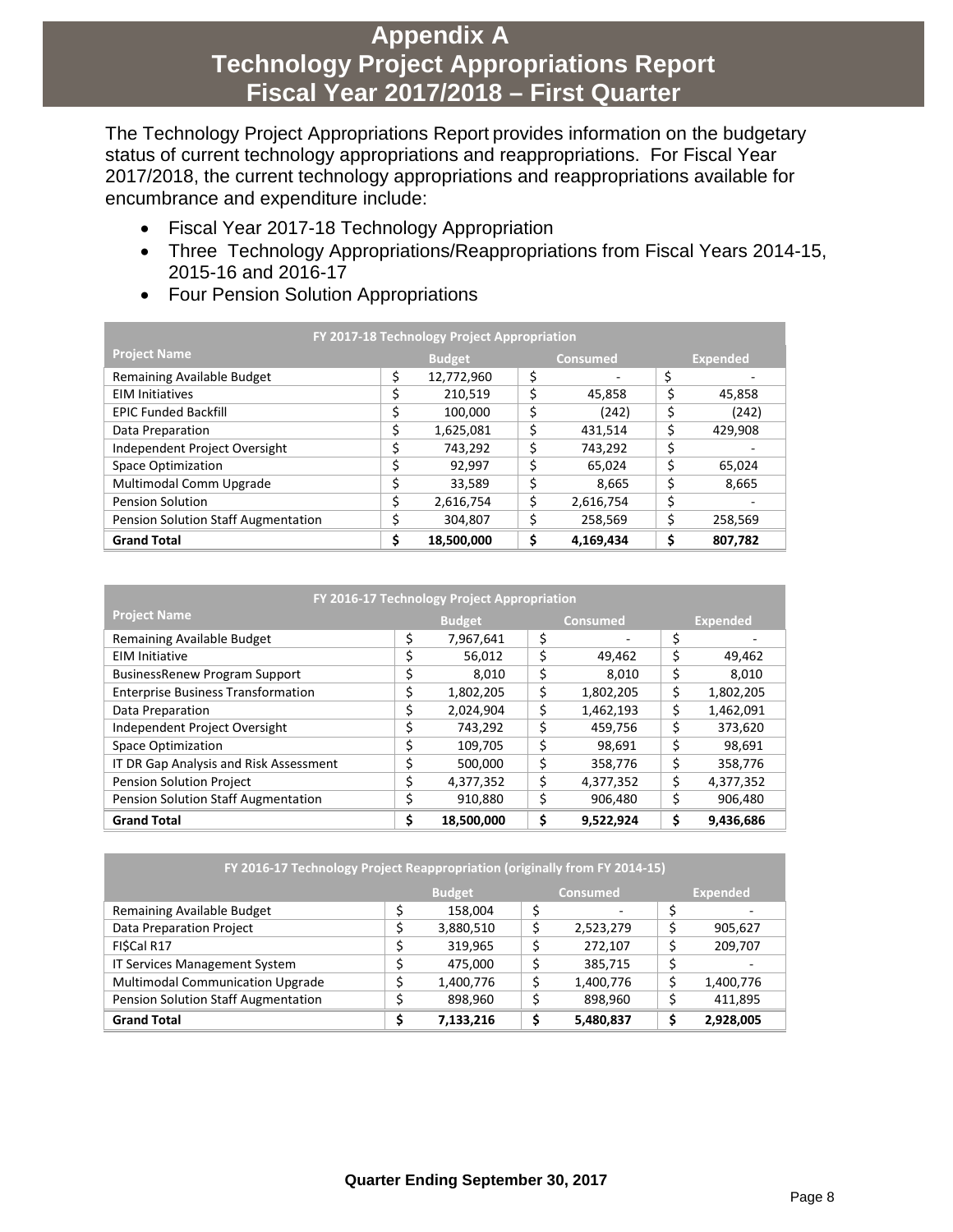# Appendix A
# Technology Project Appropriations Report
# Fiscal Year 2017/2018 – First Quarter

The Technology Project Appropriations Report provides information on the budgetary status of current technology appropriations and reappropriations. For Fiscal Year 2017/2018, the current technology appropriations and reappropriations available for encumbrance and expenditure include:

- Fiscal Year 2017-18 Technology Appropriation
- Three Technology Appropriations/Reappropriations from Fiscal Years 2014-15, 2015-16 and 2016-17
- Four Pension Solution Appropriations

| FY 2017-18 Technology Project Appropriation | | | |
|---|---|---|---|
| **Project Name** | **Budget** | **Consumed** | **Expended** |
| Remaining Available Budget | $ 12,772,960 | $ - | $ - |
| EIM Initiatives | $ 210,519 | $ 45,858 | $ 45,858 |
| EPIC Funded Backfill | $ 100,000 | $ (242) | $ (242) |
| Data Preparation | $ 1,625,081 | $ 431,514 | $ 429,908 |
| Independent Project Oversight | $ 743,292 | $ 743,292 | $ - |
| Space Optimization | $ 92,997 | $ 65,024 | $ 65,024 |
| Multimodal Comm Upgrade | $ 33,589 | $ 8,665 | $ 8,665 |
| Pension Solution | $ 2,616,754 | $ 2,616,754 | $ - |
| Pension Solution Staff Augmentation | $ 304,807 | $ 258,569 | $ 258,569 |
| **Grand Total** | **$ 18,500,000** | **$ 4,169,434** | **$ 807,782** |

| FY 2016-17 Technology Project Appropriation | | | |
|---|---|---|---|
| **Project Name** | **Budget** | **Consumed** | **Expended** |
| Remaining Available Budget | $ 7,967,641 | $ - | $ - |
| EIM Initiative | $ 56,012 | $ 49,462 | $ 49,462 |
| BusinessRenew Program Support | $ 8,010 | $ 8,010 | $ 8,010 |
| Enterprise Business Transformation | $ 1,802,205 | $ 1,802,205 | $ 1,802,205 |
| Data Preparation | $ 2,024,904 | $ 1,462,193 | $ 1,462,091 |
| Independent Project Oversight | $ 743,292 | $ 459,756 | $ 373,620 |
| Space Optimization | $ 109,705 | $ 98,691 | $ 98,691 |
| IT DR Gap Analysis and Risk Assessment | $ 500,000 | $ 358,776 | $ 358,776 |
| Pension Solution Project | $ 4,377,352 | $ 4,377,352 | $ 4,377,352 |
| Pension Solution Staff Augmentation | $ 910,880 | $ 906,480 | $ 906,480 |
| **Grand Total** | **$ 18,500,000** | **$ 9,522,924** | **$ 9,436,686** |

| FY 2016-17 Technology Project Reappropriation (originally from FY 2014-15) | | | |
|---|---|---|---|
| | **Budget** | **Consumed** | **Expended** |
| Remaining Available Budget | $ 158,004 | $ - | $ - |
| Data Preparation Project | $ 3,880,510 | $ 2,523,279 | $ 905,627 |
| FI$Cal R17 | $ 319,965 | $ 272,107 | $ 209,707 |
| IT Services Management System | $ 475,000 | $ 385,715 | $ - |
| Multimodal Communication Upgrade | $ 1,400,776 | $ 1,400,776 | $ 1,400,776 |
| Pension Solution Staff Augmentation | $ 898,960 | $ 898,960 | $ 411,895 |
| **Grand Total** | **$ 7,133,216** | **$ 5,480,837** | **$ 2,928,005** |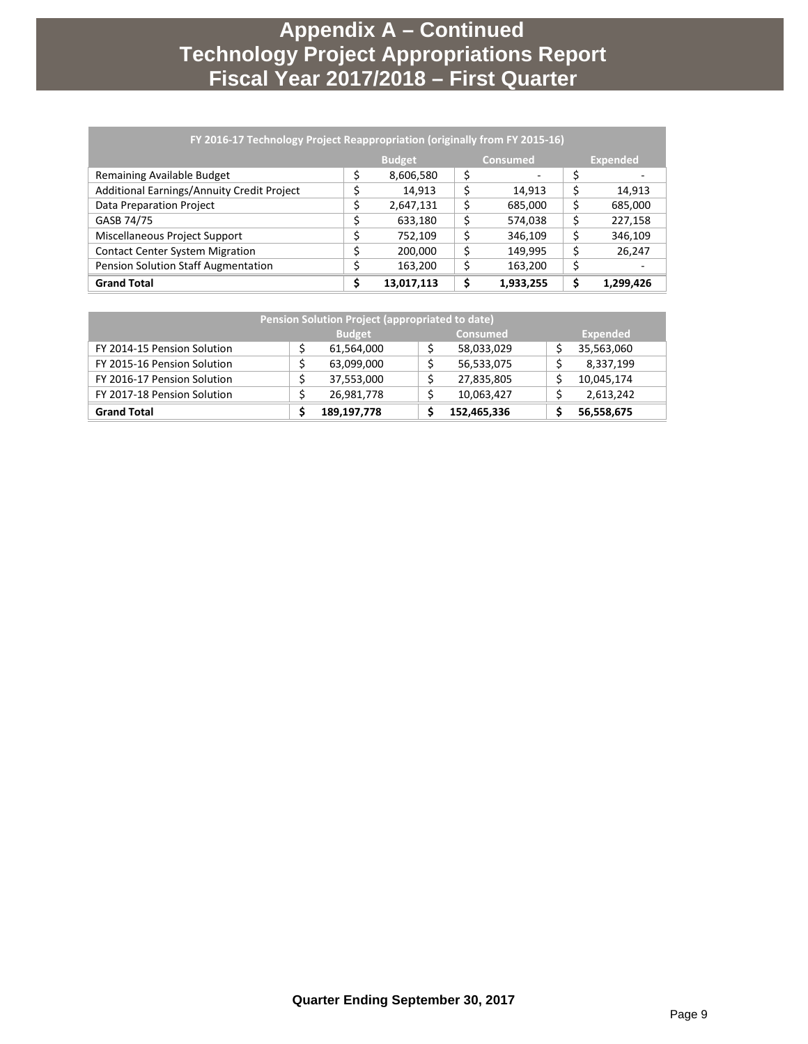# Appendix A – Continued
# Technology Project Appropriations Report
# Fiscal Year 2017/2018 – First Quarter

| FY 2016-17 Technology Project Reappropriation (originally from FY 2015-16) | | | |
|---|---|---|---|
| | Budget | Consumed | Expended |
| Remaining Available Budget | $ 8,606,580 | $ - | $ - |
| Additional Earnings/Annuity Credit Project | $ 14,913 | $ 14,913 | $ 14,913 |
| Data Preparation Project | $ 2,647,131 | $ 685,000 | $ 685,000 |
| GASB 74/75 | $ 633,180 | $ 574,038 | $ 227,158 |
| Miscellaneous Project Support | $ 752,109 | $ 346,109 | $ 346,109 |
| Contact Center System Migration | $ 200,000 | $ 149,995 | $ 26,247 |
| Pension Solution Staff Augmentation | $ 163,200 | $ 163,200 | $ - |
| **Grand Total** | **$ 13,017,113** | **$ 1,933,255** | **$ 1,299,426** |

| Pension Solution Project (appropriated to date) | | | |
|---|---|---|---|
| | Budget | Consumed | Expended |
| FY 2014-15 Pension Solution | $ 61,564,000 | $ 58,033,029 | $ 35,563,060 |
| FY 2015-16 Pension Solution | $ 63,099,000 | $ 56,533,075 | $ 8,337,199 |
| FY 2016-17 Pension Solution | $ 37,553,000 | $ 27,835,805 | $ 10,045,174 |
| FY 2017-18 Pension Solution | $ 26,981,778 | $ 10,063,427 | $ 2,613,242 |
| **Grand Total** | **$ 189,197,778** | **$ 152,465,336** | **$ 56,558,675** |

Quarter Ending September 30, 2017